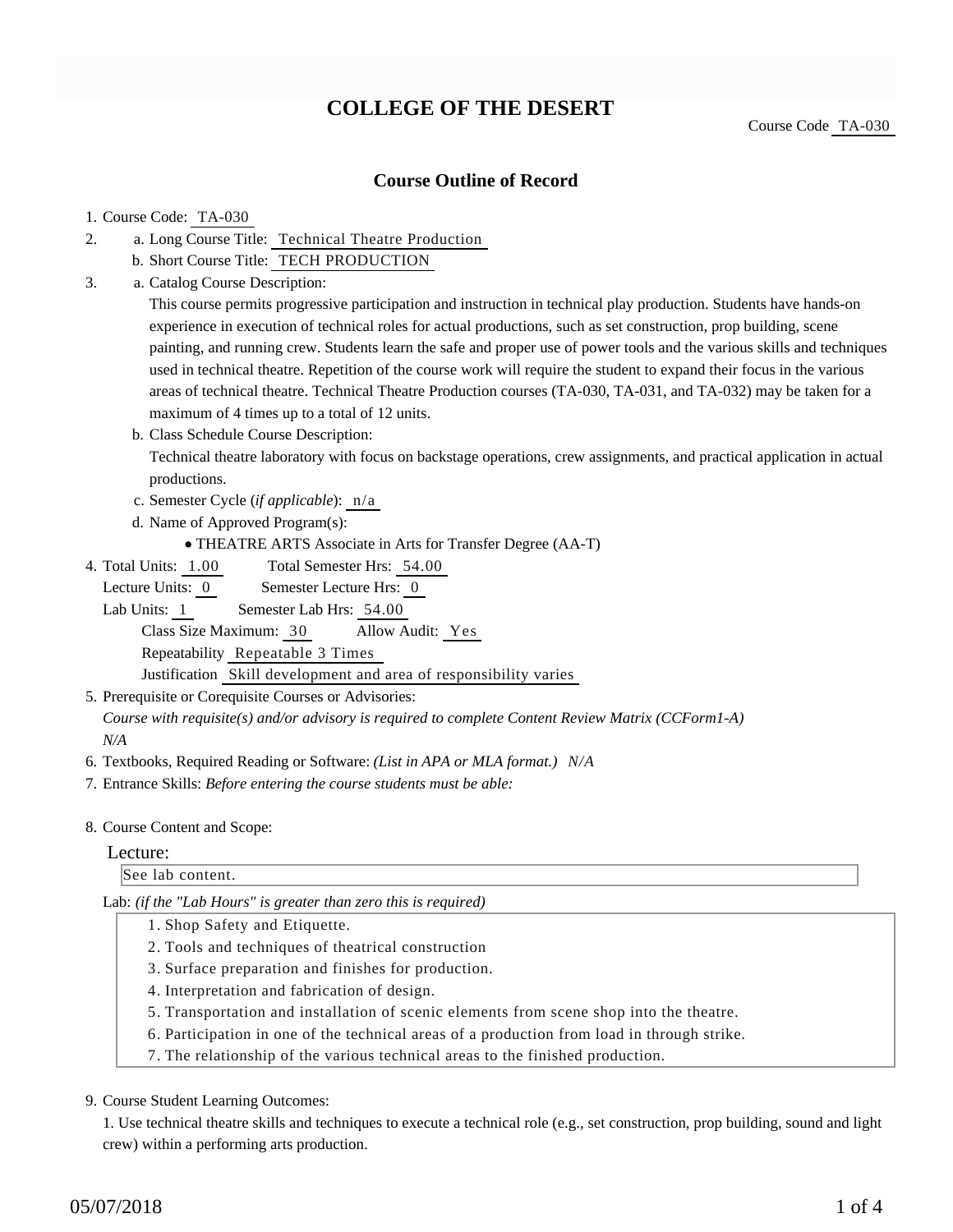# COLLEGE OF THE DESERT

Course Code TA-030

## Course Outline of Record

1. Course Code: TA-030
2. a. Long Course Title: Technical Theatre Production
   b. Short Course Title: TECH PRODUCTION
3. a. Catalog Course Description:
   This course permits progressive participation and instruction in technical play production. Students have hands-on experience in execution of technical roles for actual productions, such as set construction, prop building, scene painting, and running crew. Students learn the safe and proper use of power tools and the various skills and techniques used in technical theatre. Repetition of the course work will require the student to expand their focus in the various areas of technical theatre. Technical Theatre Production courses (TA-030, TA-031, and TA-032) may be taken for a maximum of 4 times up to a total of 12 units.
   b. Class Schedule Course Description:
   Technical theatre laboratory with focus on backstage operations, crew assignments, and practical application in actual productions.
   c. Semester Cycle (*if applicable*): n/a
   d. Name of Approved Program(s):
      - THEATRE ARTS Associate in Arts for Transfer Degree (AA-T)
4. Total Units: 1.00 Total Semester Hrs: 54.00
   Lecture Units: 0 Semester Lecture Hrs: 0
   Lab Units: 1 Semester Lab Hrs: 54.00
   Class Size Maximum: 30 Allow Audit: Yes
   Repeatability Repeatable 3 Times
   Justification Skill development and area of responsibility varies
5. Prerequisite or Corequisite Courses or Advisories:
   *Course with requisite(s) and/or advisory is required to complete Content Review Matrix (CCForm1-A)*
   *N/A*
6. Textbooks, Required Reading or Software: *(List in APA or MLA format.) N/A*
7. Entrance Skills: *Before entering the course students must be able:*

8. Course Content and Scope:

   Lecture:
   
   See lab content.

   Lab: *(if the "Lab Hours" is greater than zero this is required)*
   1. Shop Safety and Etiquette.
   2. Tools and techniques of theatrical construction
   3. Surface preparation and finishes for production.
   4. Interpretation and fabrication of design.
   5. Transportation and installation of scenic elements from scene shop into the theatre.
   6. Participation in one of the technical areas of a production from load in through strike.
   7. The relationship of the various technical areas to the finished production.

9. Course Student Learning Outcomes:
   1. Use technical theatre skills and techniques to execute a technical role (e.g., set construction, prop building, sound and light crew) within a performing arts production.

05/07/2018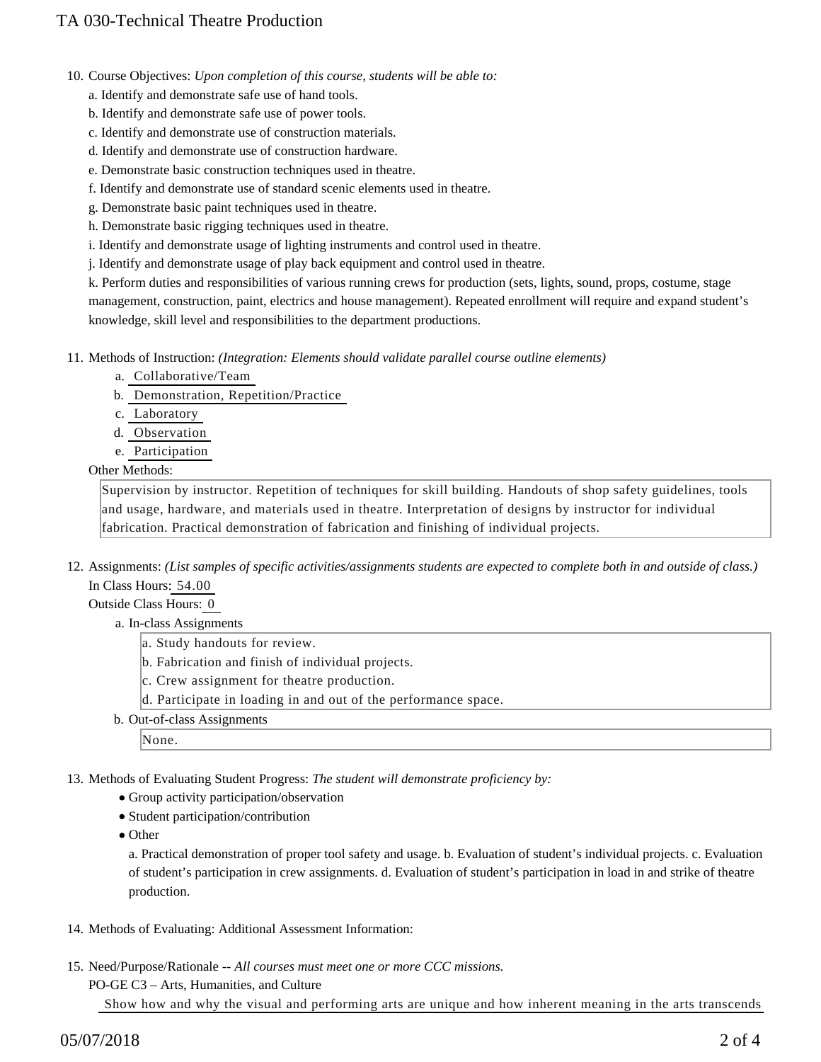10. Course Objectives: *Upon completion of this course, students will be able to:*

    a. Identify and demonstrate safe use of hand tools.

    b. Identify and demonstrate safe use of power tools.

    c. Identify and demonstrate use of construction materials.

    d. Identify and demonstrate use of construction hardware.

    e. Demonstrate basic construction techniques used in theatre.

    f. Identify and demonstrate use of standard scenic elements used in theatre.

    g. Demonstrate basic paint techniques used in theatre.

    h. Demonstrate basic rigging techniques used in theatre.

    i. Identify and demonstrate usage of lighting instruments and control used in theatre.

    j. Identify and demonstrate usage of play back equipment and control used in theatre.

    k. Perform duties and responsibilities of various running crews for production (sets, lights, sound, props, costume, stage management, construction, paint, electrics and house management). Repeated enrollment will require and expand student's knowledge, skill level and responsibilities to the department productions.

11. Methods of Instruction: *(Integration: Elements should validate parallel course outline elements)*

    a. Collaborative/Team
    b. Demonstration, Repetition/Practice
    c. Laboratory
    d. Observation
    e. Participation

    Other Methods:

    Supervision by instructor. Repetition of techniques for skill building. Handouts of shop safety guidelines, tools and usage, hardware, and materials used in theatre. Interpretation of designs by instructor for individual fabrication. Practical demonstration of fabrication and finishing of individual projects.

12. Assignments: *(List samples of specific activities/assignments students are expected to complete both in and outside of class.)*

    In Class Hours: 54.00

    Outside Class Hours: 0

    a. In-class Assignments

       a. Study handouts for review.
       b. Fabrication and finish of individual projects.
       c. Crew assignment for theatre production.
       d. Participate in loading in and out of the performance space.

    b. Out-of-class Assignments

       None.

13. Methods of Evaluating Student Progress: *The student will demonstrate proficiency by:*

    - Group activity participation/observation
    - Student participation/contribution
    - Other

      a. Practical demonstration of proper tool safety and usage. b. Evaluation of student's individual projects. c. Evaluation of student's participation in crew assignments. d. Evaluation of student's participation in load in and strike of theatre production.

14. Methods of Evaluating: Additional Assessment Information:

15. Need/Purpose/Rationale -- *All courses must meet one or more CCC missions.*

    PO-GE C3 – Arts, Humanities, and Culture

    Show how and why the visual and performing arts are unique and how inherent meaning in the arts transcends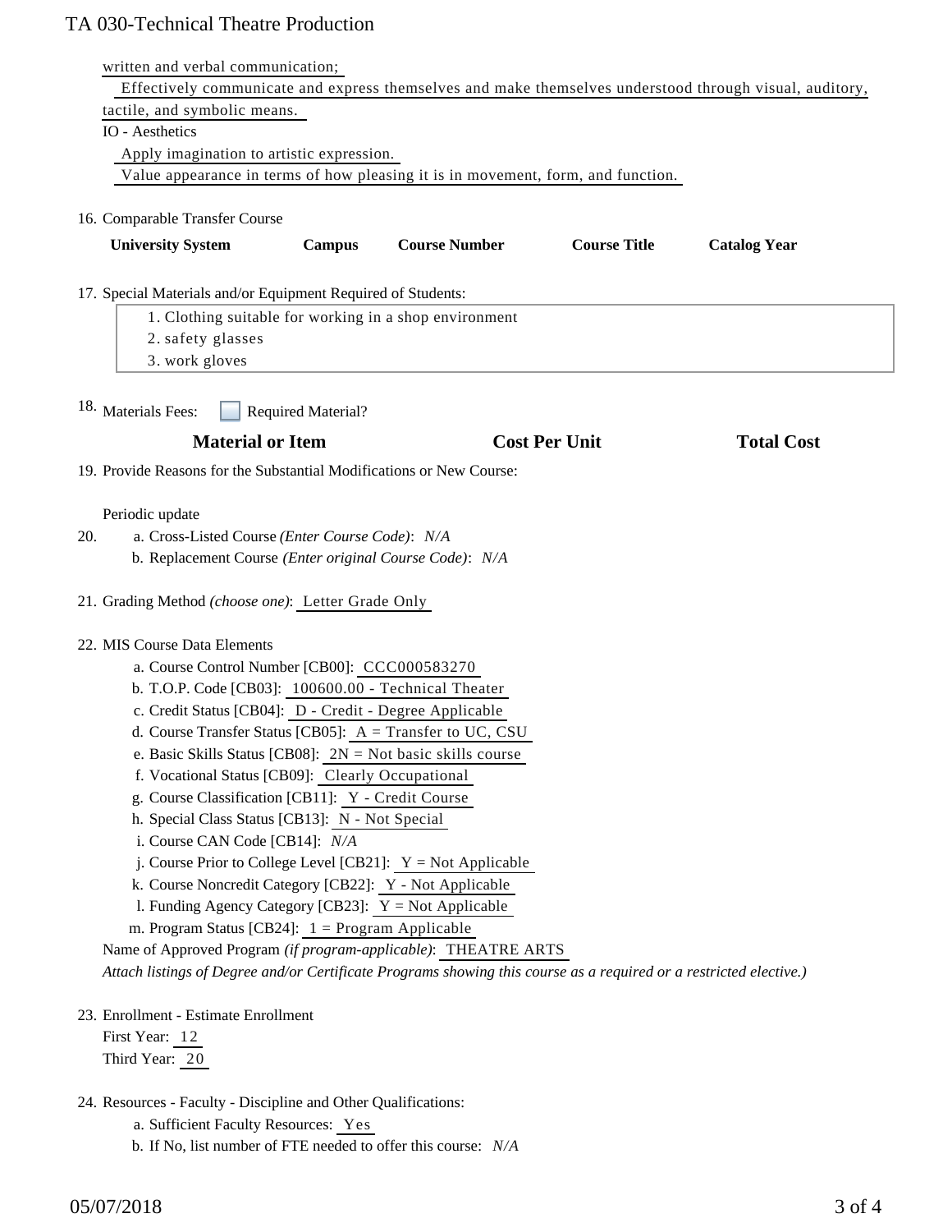written and verbal communication;

Effectively communicate and express themselves and make themselves understood through visual, auditory, tactile, and symbolic means.

IO - Aesthetics

Apply imagination to artistic expression.

Value appearance in terms of how pleasing it is in movement, form, and function.

16. Comparable Transfer Course

| University System | Campus | Course Number | Course Title | Catalog Year |
|---|---|---|---|---|

17. Special Materials and/or Equipment Required of Students:

   1. Clothing suitable for working in a shop environment
   2. safety glasses
   3. work gloves

18. Materials Fees: ☐ Required Material?

| Material or Item | Cost Per Unit | Total Cost |
|---|---|---|

19. Provide Reasons for the Substantial Modifications or New Course:

Periodic update

20. a. Cross-Listed Course *(Enter Course Code)*: *N/A*
    b. Replacement Course *(Enter original Course Code)*: *N/A*

21. Grading Method *(choose one)*: Letter Grade Only

22. MIS Course Data Elements
    a. Course Control Number [CB00]: CCC000583270
    b. T.O.P. Code [CB03]: 100600.00 - Technical Theater
    c. Credit Status [CB04]: D - Credit - Degree Applicable
    d. Course Transfer Status [CB05]: A = Transfer to UC, CSU
    e. Basic Skills Status [CB08]: 2N = Not basic skills course
    f. Vocational Status [CB09]: Clearly Occupational
    g. Course Classification [CB11]: Y - Credit Course
    h. Special Class Status [CB13]: N - Not Special
    i. Course CAN Code [CB14]: *N/A*
    j. Course Prior to College Level [CB21]: Y = Not Applicable
    k. Course Noncredit Category [CB22]: Y - Not Applicable
    l. Funding Agency Category [CB23]: Y = Not Applicable
    m. Program Status [CB24]: 1 = Program Applicable

    Name of Approved Program *(if program-applicable)*: THEATRE ARTS

    *Attach listings of Degree and/or Certificate Programs showing this course as a required or a restricted elective.)*

23. Enrollment - Estimate Enrollment

    First Year: 12

    Third Year: 20

24. Resources - Faculty - Discipline and Other Qualifications:
    a. Sufficient Faculty Resources: Yes
    b. If No, list number of FTE needed to offer this course: *N/A*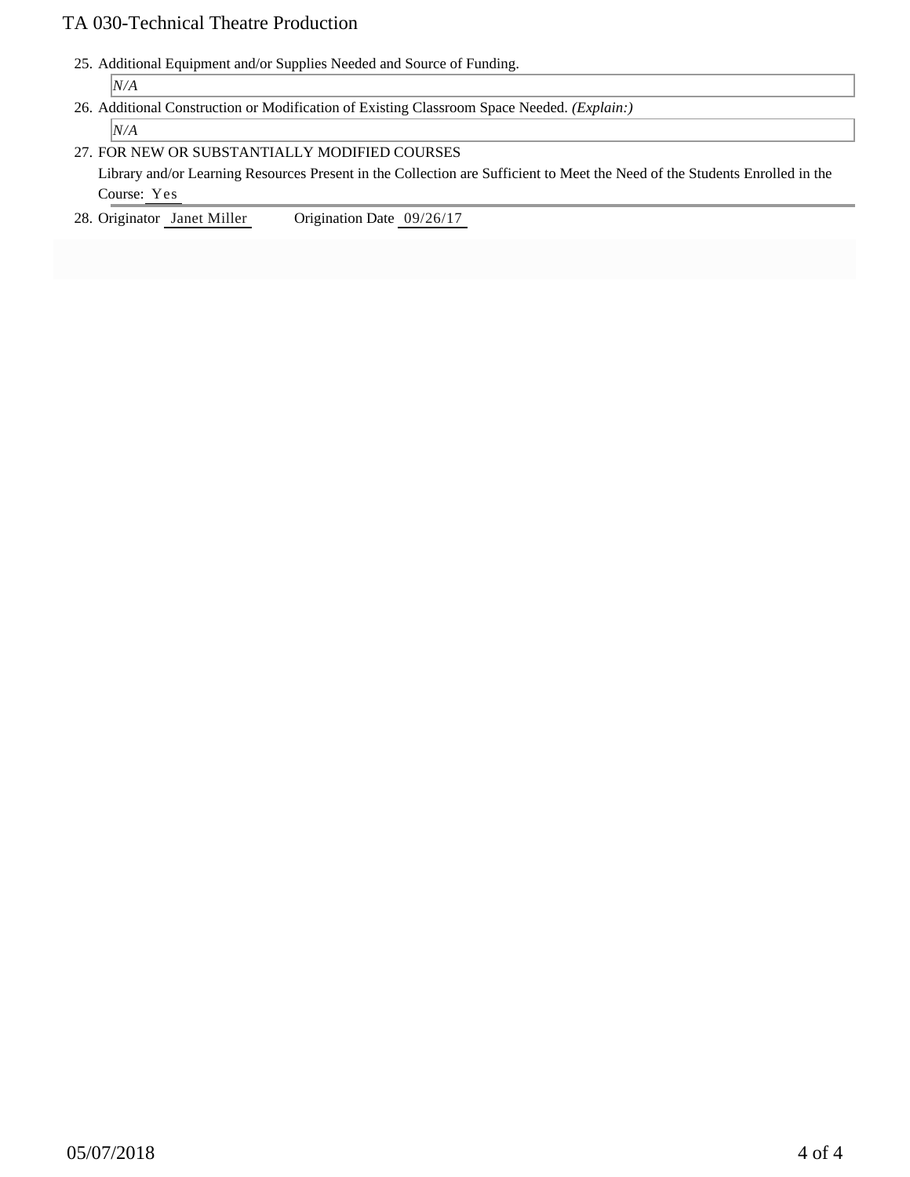25. Additional Equipment and/or Supplies Needed and Source of Funding.

    *N/A*

26. Additional Construction or Modification of Existing Classroom Space Needed. *(Explain:)*

    *N/A*

27. FOR NEW OR SUBSTANTIALLY MODIFIED COURSES

    Library and/or Learning Resources Present in the Collection are Sufficient to Meet the Need of the Students Enrolled in the Course: Yes

28. Originator Janet Miller    Origination Date 09/26/17